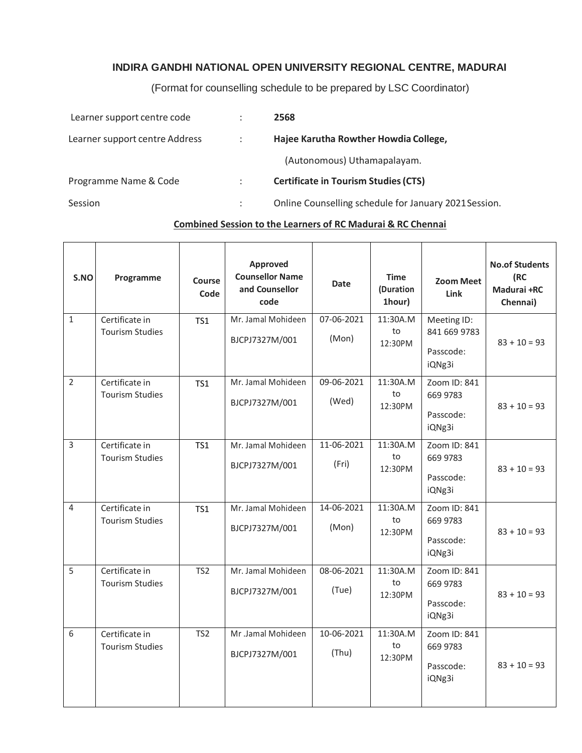**INDIRA GANDHI NATIONAL OPEN UNIVERSITY REGIONAL CENTRE, MADURAI**

(Format for counselling schedule to be prepared by LSC Coordinator)

| | | |
|---|---|---|
| Learner support centre code | : | **2568** |
| Learner support centre Address | : | **Hajee Karutha Rowther Howdia College,** (Autonomous) Uthamapalayam. |
| Programme Name & Code | : | **Certificate in Tourism Studies (CTS)** |
| Session | : | Online Counselling schedule for January 2021 Session. |

**Combined Session to the Learners of RC Madurai & RC Chennai**

| S.NO | Programme | Course Code | Approved Counsellor Name and Counsellor code | Date | Time (Duration 1hour) | Zoom Meet Link | No.of Students (RC Madurai +RC Chennai) |
|---|---|---|---|---|---|---|---|
| 1 | Certificate in Tourism Studies | TS1 | Mr. Jamal Mohideen BJCPJ7327M/001 | 07-06-2021 (Mon) | 11:30A.M to 12:30PM | Meeting ID: 841 669 9783 Passcode: iQNg3i | 83 + 10 = 93 |
| 2 | Certificate in Tourism Studies | TS1 | Mr. Jamal Mohideen BJCPJ7327M/001 | 09-06-2021 (Wed) | 11:30A.M to 12:30PM | Zoom ID: 841 669 9783 Passcode: iQNg3i | 83 + 10 = 93 |
| 3 | Certificate in Tourism Studies | TS1 | Mr. Jamal Mohideen BJCPJ7327M/001 | 11-06-2021 (Fri) | 11:30A.M to 12:30PM | Zoom ID: 841 669 9783 Passcode: iQNg3i | 83 + 10 = 93 |
| 4 | Certificate in Tourism Studies | TS1 | Mr. Jamal Mohideen BJCPJ7327M/001 | 14-06-2021 (Mon) | 11:30A.M to 12:30PM | Zoom ID: 841 669 9783 Passcode: iQNg3i | 83 + 10 = 93 |
| 5 | Certificate in Tourism Studies | TS2 | Mr. Jamal Mohideen BJCPJ7327M/001 | 08-06-2021 (Tue) | 11:30A.M to 12:30PM | Zoom ID: 841 669 9783 Passcode: iQNg3i | 83 + 10 = 93 |
| 6 | Certificate in Tourism Studies | TS2 | Mr .Jamal Mohideen BJCPJ7327M/001 | 10-06-2021 (Thu) | 11:30A.M to 12:30PM | Zoom ID: 841 669 9783 Passcode: iQNg3i | 83 + 10 = 93 |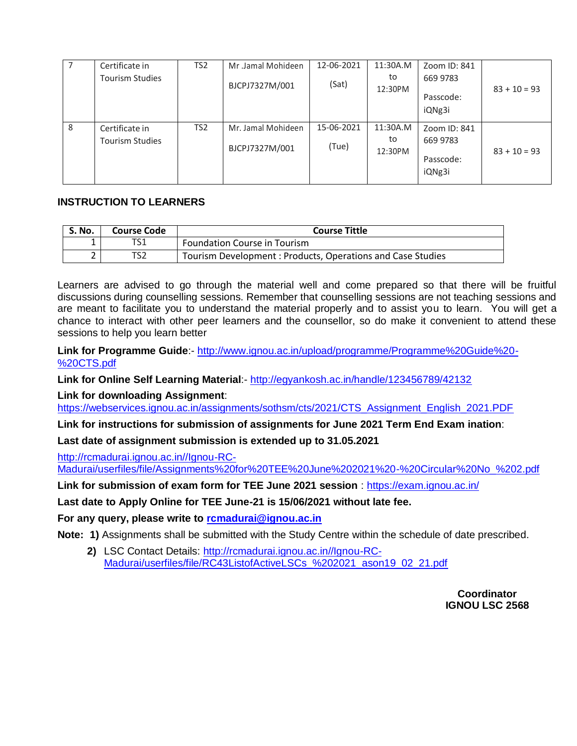| | | | | | | | |
|---|---|---|---|---|---|---|---|
| 7 | Certificate in Tourism Studies | TS2 | Mr .Jamal Mohideen<br><br>BJCPJ7327M/001 | 12-06-2021<br><br>(Sat) | 11:30A.M to 12:30PM | Zoom ID: 841 669 9783<br><br>Passcode: iQNg3i | 83 + 10 = 93 |
| 8 | Certificate in Tourism Studies | TS2 | Mr. Jamal Mohideen<br><br>BJCPJ7327M/001 | 15-06-2021<br><br>(Tue) | 11:30A.M to 12:30PM | Zoom ID: 841 669 9783<br><br>Passcode: iQNg3i | 83 + 10 = 93 |

## INSTRUCTION TO LEARNERS

| S. No. | Course Code | Course Tittle |
|---|---|---|
| 1 | TS1 | Foundation Course in Tourism |
| 2 | TS2 | Tourism Development : Products, Operations and Case Studies |

Learners are advised to go through the material well and come prepared so that there will be fruitful discussions during counselling sessions. Remember that counselling sessions are not teaching sessions and are meant to facilitate you to understand the material properly and to assist you to learn. You will get a chance to interact with other peer learners and the counsellor, so do make it convenient to attend these sessions to help you learn better

**Link for Programme Guide**:- http://www.ignou.ac.in/upload/programme/Programme%20Guide%20-%20CTS.pdf

**Link for Online Self Learning Material**:- http://egyankosh.ac.in/handle/123456789/42132

**Link for downloading Assignment**:
https://webservices.ignou.ac.in/assignments/sothsm/cts/2021/CTS_Assignment_English_2021.PDF

**Link for instructions for submission of assignments for June 2021 Term End Exam ination**:

**Last date of assignment submission is extended up to 31.05.2021**

http://rcmadurai.ignou.ac.in//Ignou-RC-Madurai/userfiles/file/Assignments%20for%20TEE%20June%202021%20-%20Circular%20No_%202.pdf

**Link for submission of exam form for TEE June 2021 session** : https://exam.ignou.ac.in/

**Last date to Apply Online for TEE June-21 is 15/06/2021 without late fee.**

**For any query, please write to rcmadurai@ignou.ac.in**

**Note: 1)** Assignments shall be submitted with the Study Centre within the schedule of date prescribed.

**2)** LSC Contact Details: http://rcmadurai.ignou.ac.in//Ignou-RC-Madurai/userfiles/file/RC43ListofActiveLSCs_%202021_ason19_02_21.pdf

**Coordinator**
**IGNOU LSC 2568**